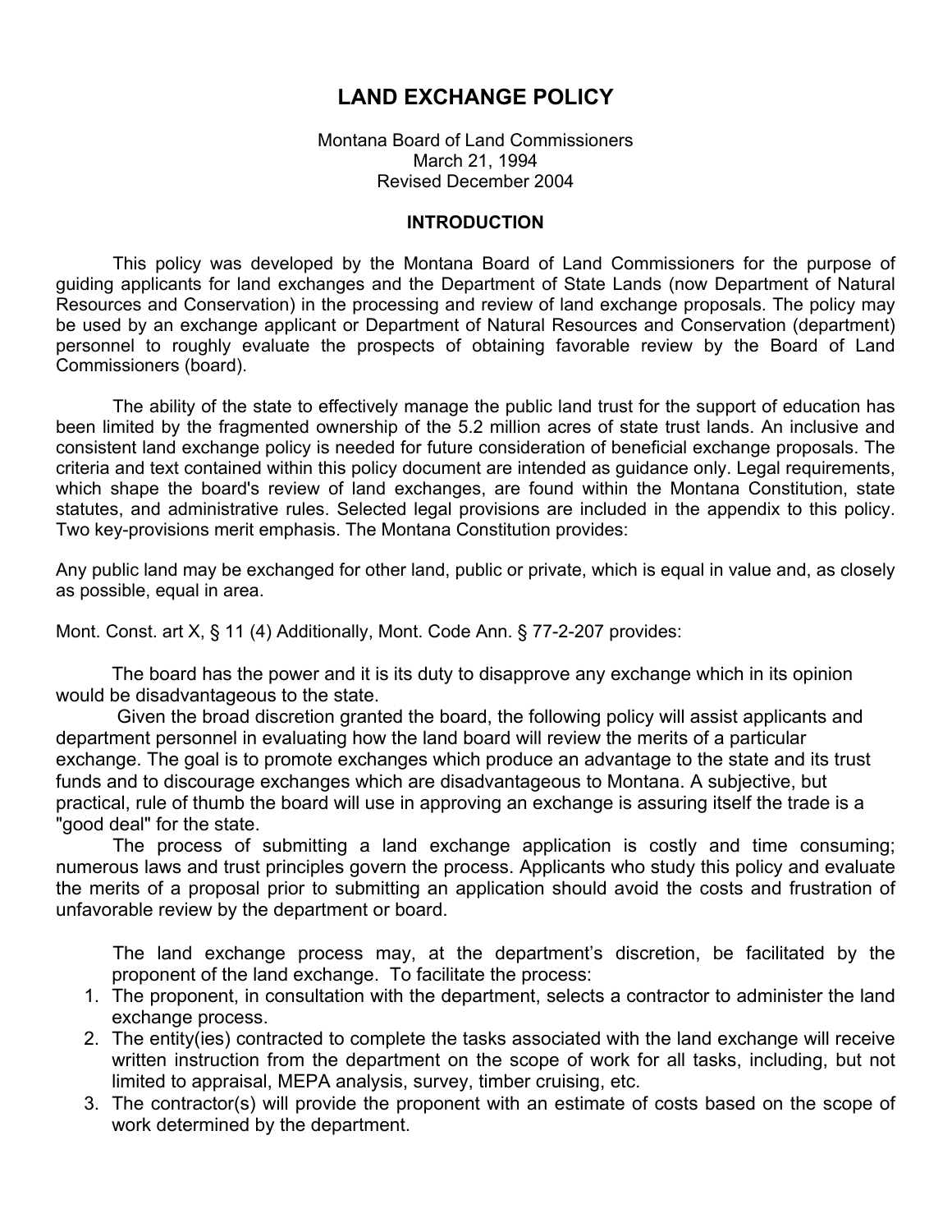# LAND EXCHANGE POLICY

Montana Board of Land Commissioners
March 21, 1994
Revised December 2004

## INTRODUCTION

This policy was developed by the Montana Board of Land Commissioners for the purpose of guiding applicants for land exchanges and the Department of State Lands (now Department of Natural Resources and Conservation) in the processing and review of land exchange proposals. The policy may be used by an exchange applicant or Department of Natural Resources and Conservation (department) personnel to roughly evaluate the prospects of obtaining favorable review by the Board of Land Commissioners (board).

The ability of the state to effectively manage the public land trust for the support of education has been limited by the fragmented ownership of the 5.2 million acres of state trust lands. An inclusive and consistent land exchange policy is needed for future consideration of beneficial exchange proposals. The criteria and text contained within this policy document are intended as guidance only. Legal requirements, which shape the board's review of land exchanges, are found within the Montana Constitution, state statutes, and administrative rules. Selected legal provisions are included in the appendix to this policy. Two key-provisions merit emphasis. The Montana Constitution provides:

Any public land may be exchanged for other land, public or private, which is equal in value and, as closely as possible, equal in area.

Mont. Const. art X, § 11 (4) Additionally, Mont. Code Ann. § 77-2-207 provides:

The board has the power and it is its duty to disapprove any exchange which in its opinion would be disadvantageous to the state.

Given the broad discretion granted the board, the following policy will assist applicants and department personnel in evaluating how the land board will review the merits of a particular exchange. The goal is to promote exchanges which produce an advantage to the state and its trust funds and to discourage exchanges which are disadvantageous to Montana. A subjective, but practical, rule of thumb the board will use in approving an exchange is assuring itself the trade is a "good deal" for the state.

The process of submitting a land exchange application is costly and time consuming; numerous laws and trust principles govern the process. Applicants who study this policy and evaluate the merits of a proposal prior to submitting an application should avoid the costs and frustration of unfavorable review by the department or board.

The land exchange process may, at the department's discretion, be facilitated by the proponent of the land exchange. To facilitate the process:

1. The proponent, in consultation with the department, selects a contractor to administer the land exchange process.
2. The entity(ies) contracted to complete the tasks associated with the land exchange will receive written instruction from the department on the scope of work for all tasks, including, but not limited to appraisal, MEPA analysis, survey, timber cruising, etc.
3. The contractor(s) will provide the proponent with an estimate of costs based on the scope of work determined by the department.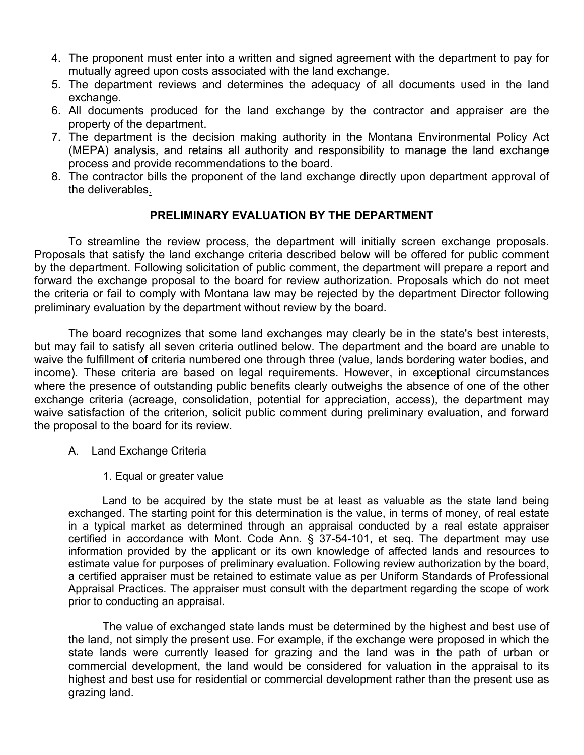4. The proponent must enter into a written and signed agreement with the department to pay for mutually agreed upon costs associated with the land exchange.
5. The department reviews and determines the adequacy of all documents used in the land exchange.
6. All documents produced for the land exchange by the contractor and appraiser are the property of the department.
7. The department is the decision making authority in the Montana Environmental Policy Act (MEPA) analysis, and retains all authority and responsibility to manage the land exchange process and provide recommendations to the board.
8. The contractor bills the proponent of the land exchange directly upon department approval of the deliverables.

## PRELIMINARY EVALUATION BY THE DEPARTMENT

To streamline the review process, the department will initially screen exchange proposals. Proposals that satisfy the land exchange criteria described below will be offered for public comment by the department. Following solicitation of public comment, the department will prepare a report and forward the exchange proposal to the board for review authorization. Proposals which do not meet the criteria or fail to comply with Montana law may be rejected by the department Director following preliminary evaluation by the department without review by the board.

The board recognizes that some land exchanges may clearly be in the state's best interests, but may fail to satisfy all seven criteria outlined below. The department and the board are unable to waive the fulfillment of criteria numbered one through three (value, lands bordering water bodies, and income). These criteria are based on legal requirements. However, in exceptional circumstances where the presence of outstanding public benefits clearly outweighs the absence of one of the other exchange criteria (acreage, consolidation, potential for appreciation, access), the department may waive satisfaction of the criterion, solicit public comment during preliminary evaluation, and forward the proposal to the board for its review.

A. Land Exchange Criteria

1. Equal or greater value

Land to be acquired by the state must be at least as valuable as the state land being exchanged. The starting point for this determination is the value, in terms of money, of real estate in a typical market as determined through an appraisal conducted by a real estate appraiser certified in accordance with Mont. Code Ann. § 37-54-101, et seq. The department may use information provided by the applicant or its own knowledge of affected lands and resources to estimate value for purposes of preliminary evaluation. Following review authorization by the board, a certified appraiser must be retained to estimate value as per Uniform Standards of Professional Appraisal Practices. The appraiser must consult with the department regarding the scope of work prior to conducting an appraisal.

The value of exchanged state lands must be determined by the highest and best use of the land, not simply the present use. For example, if the exchange were proposed in which the state lands were currently leased for grazing and the land was in the path of urban or commercial development, the land would be considered for valuation in the appraisal to its highest and best use for residential or commercial development rather than the present use as grazing land.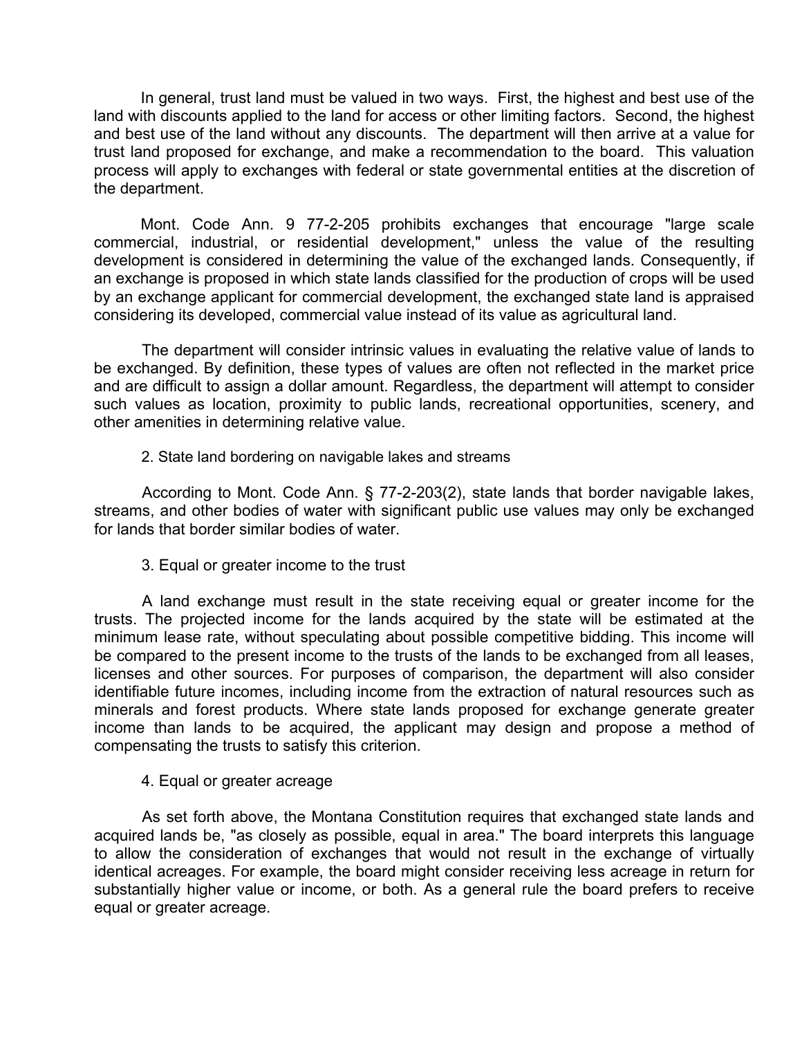In general, trust land must be valued in two ways. First, the highest and best use of the land with discounts applied to the land for access or other limiting factors. Second, the highest and best use of the land without any discounts. The department will then arrive at a value for trust land proposed for exchange, and make a recommendation to the board. This valuation process will apply to exchanges with federal or state governmental entities at the discretion of the department.

Mont. Code Ann. 9 77-2-205 prohibits exchanges that encourage "large scale commercial, industrial, or residential development," unless the value of the resulting development is considered in determining the value of the exchanged lands. Consequently, if an exchange is proposed in which state lands classified for the production of crops will be used by an exchange applicant for commercial development, the exchanged state land is appraised considering its developed, commercial value instead of its value as agricultural land.

The department will consider intrinsic values in evaluating the relative value of lands to be exchanged. By definition, these types of values are often not reflected in the market price and are difficult to assign a dollar amount. Regardless, the department will attempt to consider such values as location, proximity to public lands, recreational opportunities, scenery, and other amenities in determining relative value.

2. State land bordering on navigable lakes and streams

According to Mont. Code Ann. § 77-2-203(2), state lands that border navigable lakes, streams, and other bodies of water with significant public use values may only be exchanged for lands that border similar bodies of water.

3. Equal or greater income to the trust

A land exchange must result in the state receiving equal or greater income for the trusts. The projected income for the lands acquired by the state will be estimated at the minimum lease rate, without speculating about possible competitive bidding. This income will be compared to the present income to the trusts of the lands to be exchanged from all leases, licenses and other sources. For purposes of comparison, the department will also consider identifiable future incomes, including income from the extraction of natural resources such as minerals and forest products. Where state lands proposed for exchange generate greater income than lands to be acquired, the applicant may design and propose a method of compensating the trusts to satisfy this criterion.

4. Equal or greater acreage

As set forth above, the Montana Constitution requires that exchanged state lands and acquired lands be, "as closely as possible, equal in area." The board interprets this language to allow the consideration of exchanges that would not result in the exchange of virtually identical acreages. For example, the board might consider receiving less acreage in return for substantially higher value or income, or both. As a general rule the board prefers to receive equal or greater acreage.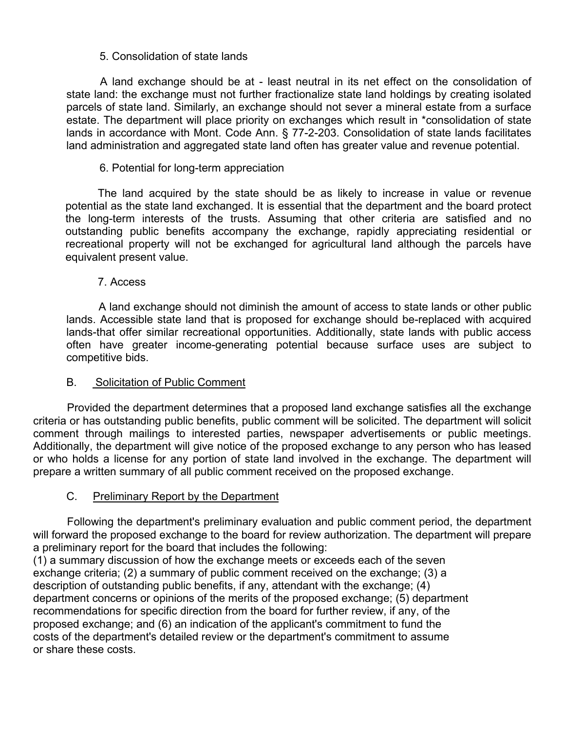5. Consolidation of state lands

A land exchange should be at - least neutral in its net effect on the consolidation of state land: the exchange must not further fractionalize state land holdings by creating isolated parcels of state land. Similarly, an exchange should not sever a mineral estate from a surface estate. The department will place priority on exchanges which result in *consolidation of state lands in accordance with Mont. Code Ann. § 77-2-203. Consolidation of state lands facilitates land administration and aggregated state land often has greater value and revenue potential.

6. Potential for long-term appreciation

The land acquired by the state should be as likely to increase in value or revenue potential as the state land exchanged. It is essential that the department and the board protect the long-term interests of the trusts. Assuming that other criteria are satisfied and no outstanding public benefits accompany the exchange, rapidly appreciating residential or recreational property will not be exchanged for agricultural land although the parcels have equivalent present value.

7. Access

A land exchange should not diminish the amount of access to state lands or other public lands. Accessible state land that is proposed for exchange should be-replaced with acquired lands-that offer similar recreational opportunities. Additionally, state lands with public access often have greater income-generating potential because surface uses are subject to competitive bids.

B. <u>Solicitation of Public Comment</u>

Provided the department determines that a proposed land exchange satisfies all the exchange criteria or has outstanding public benefits, public comment will be solicited. The department will solicit comment through mailings to interested parties, newspaper advertisements or public meetings. Additionally, the department will give notice of the proposed exchange to any person who has leased or who holds a license for any portion of state land involved in the exchange. The department will prepare a written summary of all public comment received on the proposed exchange.

C. <u>Preliminary Report by the Department</u>

Following the department's preliminary evaluation and public comment period, the department will forward the proposed exchange to the board for review authorization. The department will prepare a preliminary report for the board that includes the following:
(1) a summary discussion of how the exchange meets or exceeds each of the seven exchange criteria; (2) a summary of public comment received on the exchange; (3) a description of outstanding public benefits, if any, attendant with the exchange; (4) department concerns or opinions of the merits of the proposed exchange; (5) department recommendations for specific direction from the board for further review, if any, of the proposed exchange; and (6) an indication of the applicant's commitment to fund the costs of the department's detailed review or the department's commitment to assume or share these costs.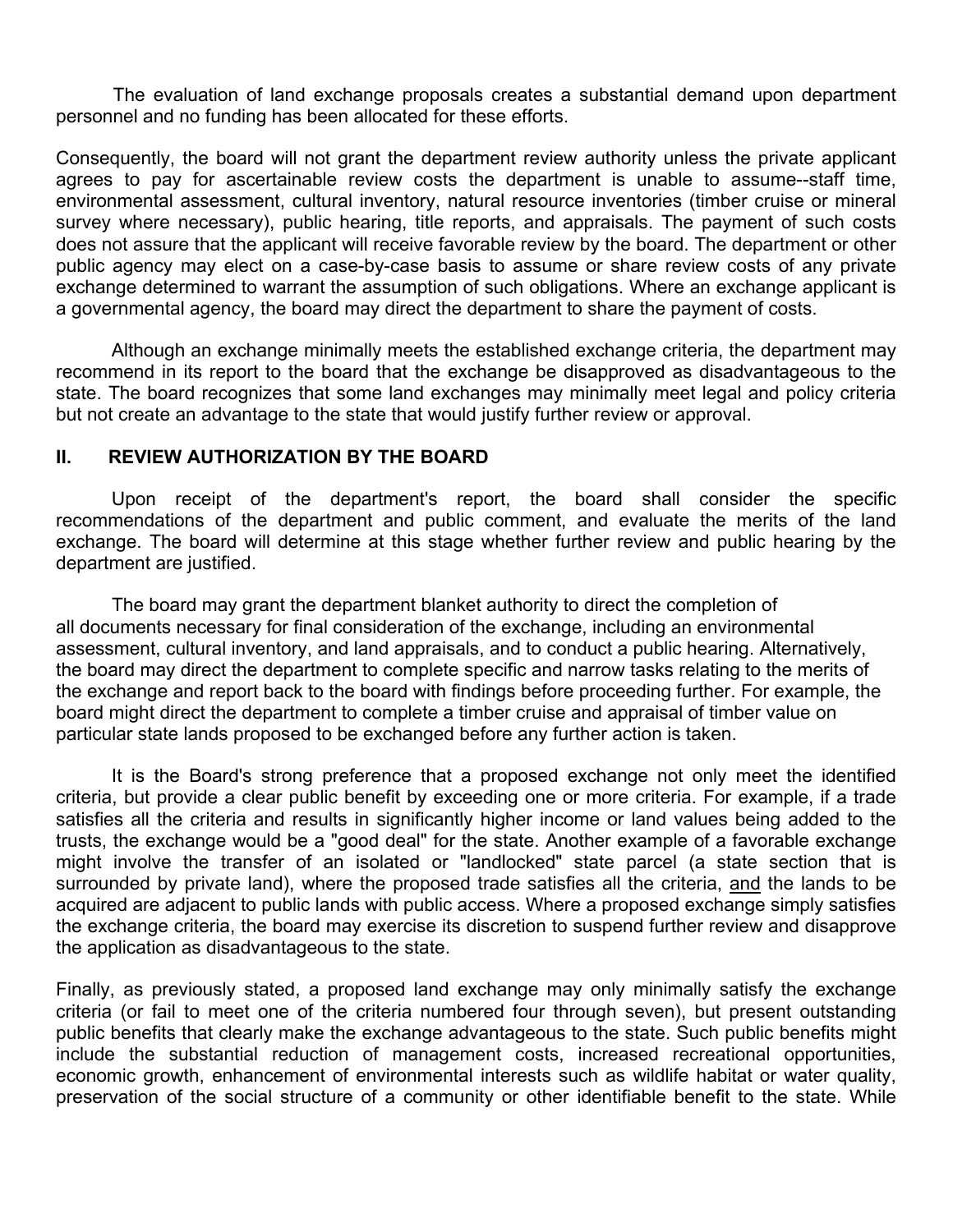The evaluation of land exchange proposals creates a substantial demand upon department personnel and no funding has been allocated for these efforts.

Consequently, the board will not grant the department review authority unless the private applicant agrees to pay for ascertainable review costs the department is unable to assume--staff time, environmental assessment, cultural inventory, natural resource inventories (timber cruise or mineral survey where necessary), public hearing, title reports, and appraisals. The payment of such costs does not assure that the applicant will receive favorable review by the board. The department or other public agency may elect on a case-by-case basis to assume or share review costs of any private exchange determined to warrant the assumption of such obligations. Where an exchange applicant is a governmental agency, the board may direct the department to share the payment of costs.

Although an exchange minimally meets the established exchange criteria, the department may recommend in its report to the board that the exchange be disapproved as disadvantageous to the state. The board recognizes that some land exchanges may minimally meet legal and policy criteria but not create an advantage to the state that would justify further review or approval.

## II. REVIEW AUTHORIZATION BY THE BOARD

Upon receipt of the department's report, the board shall consider the specific recommendations of the department and public comment, and evaluate the merits of the land exchange. The board will determine at this stage whether further review and public hearing by the department are justified.

The board may grant the department blanket authority to direct the completion of all documents necessary for final consideration of the exchange, including an environmental assessment, cultural inventory, and land appraisals, and to conduct a public hearing. Alternatively, the board may direct the department to complete specific and narrow tasks relating to the merits of the exchange and report back to the board with findings before proceeding further. For example, the board might direct the department to complete a timber cruise and appraisal of timber value on particular state lands proposed to be exchanged before any further action is taken.

It is the Board's strong preference that a proposed exchange not only meet the identified criteria, but provide a clear public benefit by exceeding one or more criteria. For example, if a trade satisfies all the criteria and results in significantly higher income or land values being added to the trusts, the exchange would be a "good deal" for the state. Another example of a favorable exchange might involve the transfer of an isolated or "landlocked" state parcel (a state section that is surrounded by private land), where the proposed trade satisfies all the criteria, <u>and</u> the lands to be acquired are adjacent to public lands with public access. Where a proposed exchange simply satisfies the exchange criteria, the board may exercise its discretion to suspend further review and disapprove the application as disadvantageous to the state.

Finally, as previously stated, a proposed land exchange may only minimally satisfy the exchange criteria (or fail to meet one of the criteria numbered four through seven), but present outstanding public benefits that clearly make the exchange advantageous to the state. Such public benefits might include the substantial reduction of management costs, increased recreational opportunities, economic growth, enhancement of environmental interests such as wildlife habitat or water quality, preservation of the social structure of a community or other identifiable benefit to the state. While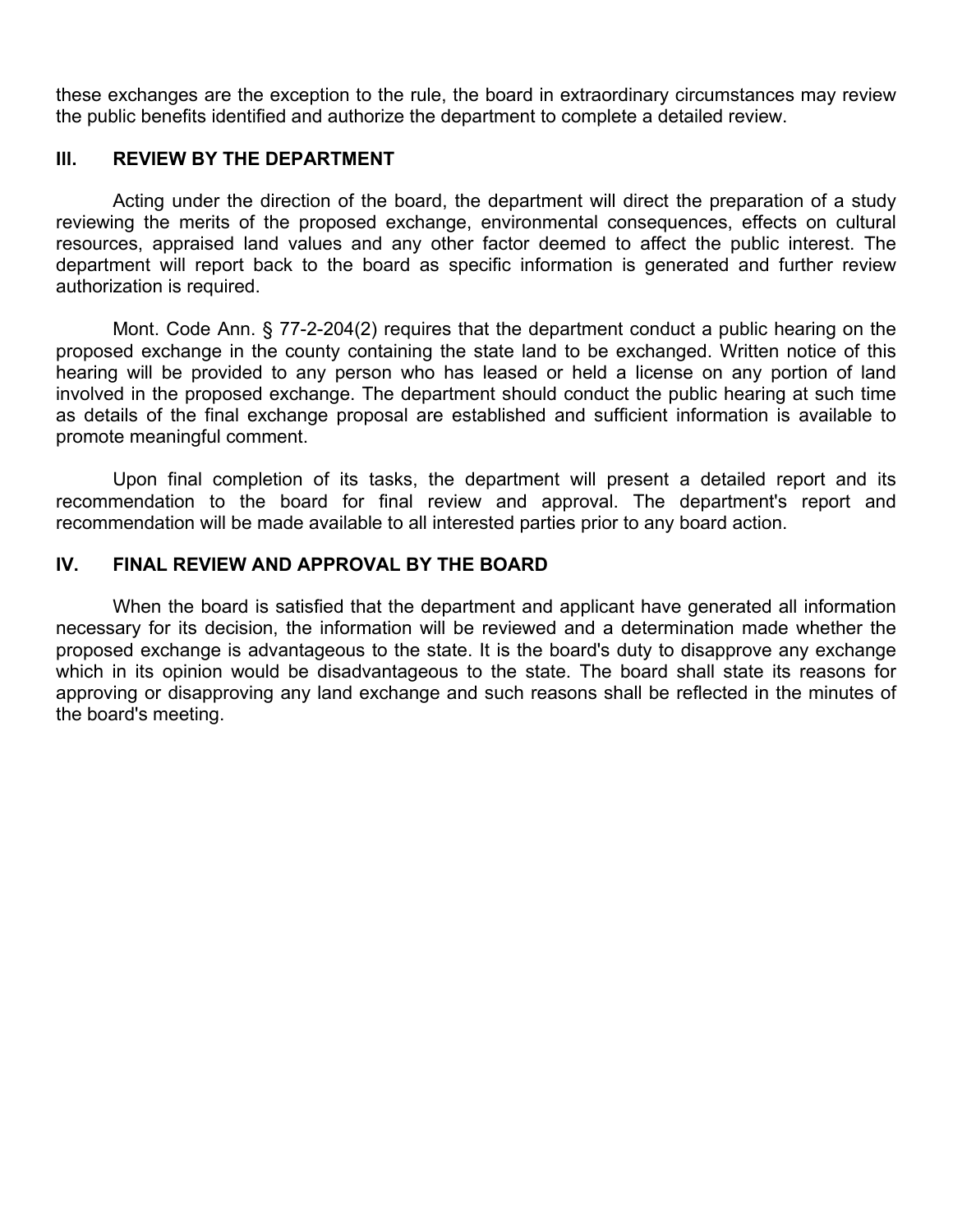these exchanges are the exception to the rule, the board in extraordinary circumstances may review the public benefits identified and authorize the department to complete a detailed review.

## III. REVIEW BY THE DEPARTMENT

Acting under the direction of the board, the department will direct the preparation of a study reviewing the merits of the proposed exchange, environmental consequences, effects on cultural resources, appraised land values and any other factor deemed to affect the public interest. The department will report back to the board as specific information is generated and further review authorization is required.

Mont. Code Ann. § 77-2-204(2) requires that the department conduct a public hearing on the proposed exchange in the county containing the state land to be exchanged. Written notice of this hearing will be provided to any person who has leased or held a license on any portion of land involved in the proposed exchange. The department should conduct the public hearing at such time as details of the final exchange proposal are established and sufficient information is available to promote meaningful comment.

Upon final completion of its tasks, the department will present a detailed report and its recommendation to the board for final review and approval. The department's report and recommendation will be made available to all interested parties prior to any board action.

## IV. FINAL REVIEW AND APPROVAL BY THE BOARD

When the board is satisfied that the department and applicant have generated all information necessary for its decision, the information will be reviewed and a determination made whether the proposed exchange is advantageous to the state. It is the board's duty to disapprove any exchange which in its opinion would be disadvantageous to the state. The board shall state its reasons for approving or disapproving any land exchange and such reasons shall be reflected in the minutes of the board's meeting.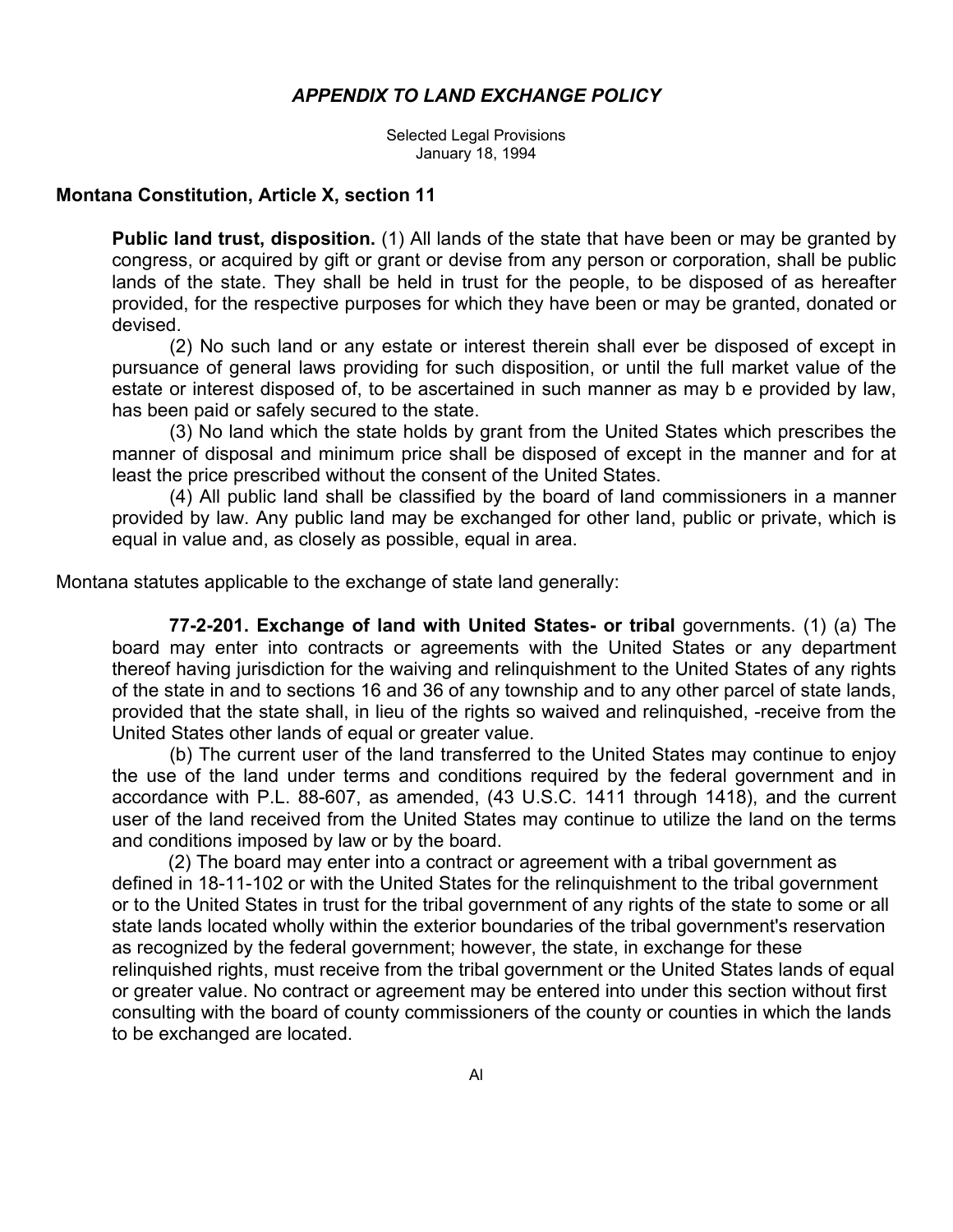## *APPENDIX TO LAND EXCHANGE POLICY*

Selected Legal Provisions
January 18, 1994

### Montana Constitution, Article X, section 11

**Public land trust, disposition.** (1) All lands of the state that have been or may be granted by congress, or acquired by gift or grant or devise from any person or corporation, shall be public lands of the state. They shall be held in trust for the people, to be disposed of as hereafter provided, for the respective purposes for which they have been or may be granted, donated or devised.

(2) No such land or any estate or interest therein shall ever be disposed of except in pursuance of general laws providing for such disposition, or until the full market value of the estate or interest disposed of, to be ascertained in such manner as may b e provided by law, has been paid or safely secured to the state.

(3) No land which the state holds by grant from the United States which prescribes the manner of disposal and minimum price shall be disposed of except in the manner and for at least the price prescribed without the consent of the United States.

(4) All public land shall be classified by the board of land commissioners in a manner provided by law. Any public land may be exchanged for other land, public or private, which is equal in value and, as closely as possible, equal in area.

Montana statutes applicable to the exchange of state land generally:

**77-2-201. Exchange of land with United States- or tribal** governments. (1) (a) The board may enter into contracts or agreements with the United States or any department thereof having jurisdiction for the waiving and relinquishment to the United States of any rights of the state in and to sections 16 and 36 of any township and to any other parcel of state lands, provided that the state shall, in lieu of the rights so waived and relinquished, -receive from the United States other lands of equal or greater value.

(b) The current user of the land transferred to the United States may continue to enjoy the use of the land under terms and conditions required by the federal government and in accordance with P.L. 88-607, as amended, (43 U.S.C. 1411 through 1418), and the current user of the land received from the United States may continue to utilize the land on the terms and conditions imposed by law or by the board.

(2) The board may enter into a contract or agreement with a tribal government as defined in 18-11-102 or with the United States for the relinquishment to the tribal government or to the United States in trust for the tribal government of any rights of the state to some or all state lands located wholly within the exterior boundaries of the tribal government's reservation as recognized by the federal government; however, the state, in exchange for these relinquished rights, must receive from the tribal government or the United States lands of equal or greater value. No contract or agreement may be entered into under this section without first consulting with the board of county commissioners of the county or counties in which the lands to be exchanged are located.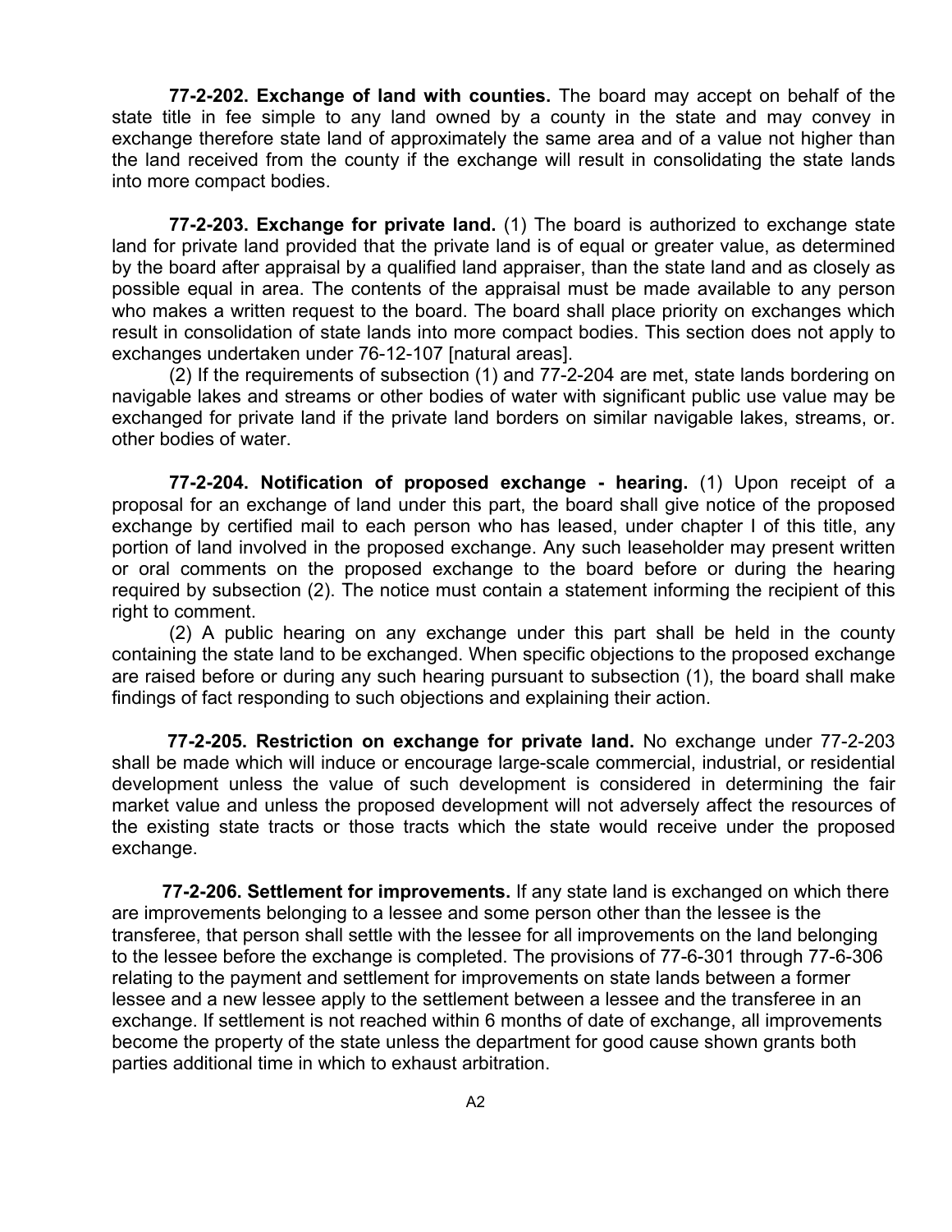**77-2-202. Exchange of land with counties.** The board may accept on behalf of the state title in fee simple to any land owned by a county in the state and may convey in exchange therefore state land of approximately the same area and of a value not higher than the land received from the county if the exchange will result in consolidating the state lands into more compact bodies.

**77-2-203. Exchange for private land.** (1) The board is authorized to exchange state land for private land provided that the private land is of equal or greater value, as determined by the board after appraisal by a qualified land appraiser, than the state land and as closely as possible equal in area. The contents of the appraisal must be made available to any person who makes a written request to the board. The board shall place priority on exchanges which result in consolidation of state lands into more compact bodies. This section does not apply to exchanges undertaken under 76-12-107 [natural areas].

(2) If the requirements of subsection (1) and 77-2-204 are met, state lands bordering on navigable lakes and streams or other bodies of water with significant public use value may be exchanged for private land if the private land borders on similar navigable lakes, streams, or. other bodies of water.

**77-2-204. Notification of proposed exchange - hearing.** (1) Upon receipt of a proposal for an exchange of land under this part, the board shall give notice of the proposed exchange by certified mail to each person who has leased, under chapter I of this title, any portion of land involved in the proposed exchange. Any such leaseholder may present written or oral comments on the proposed exchange to the board before or during the hearing required by subsection (2). The notice must contain a statement informing the recipient of this right to comment.

(2) A public hearing on any exchange under this part shall be held in the county containing the state land to be exchanged. When specific objections to the proposed exchange are raised before or during any such hearing pursuant to subsection (1), the board shall make findings of fact responding to such objections and explaining their action.

**77-2-205. Restriction on exchange for private land.** No exchange under 77-2-203 shall be made which will induce or encourage large-scale commercial, industrial, or residential development unless the value of such development is considered in determining the fair market value and unless the proposed development will not adversely affect the resources of the existing state tracts or those tracts which the state would receive under the proposed exchange.

**77-2-206. Settlement for improvements.** If any state land is exchanged on which there are improvements belonging to a lessee and some person other than the lessee is the transferee, that person shall settle with the lessee for all improvements on the land belonging to the lessee before the exchange is completed. The provisions of 77-6-301 through 77-6-306 relating to the payment and settlement for improvements on state lands between a former lessee and a new lessee apply to the settlement between a lessee and the transferee in an exchange. If settlement is not reached within 6 months of date of exchange, all improvements become the property of the state unless the department for good cause shown grants both parties additional time in which to exhaust arbitration.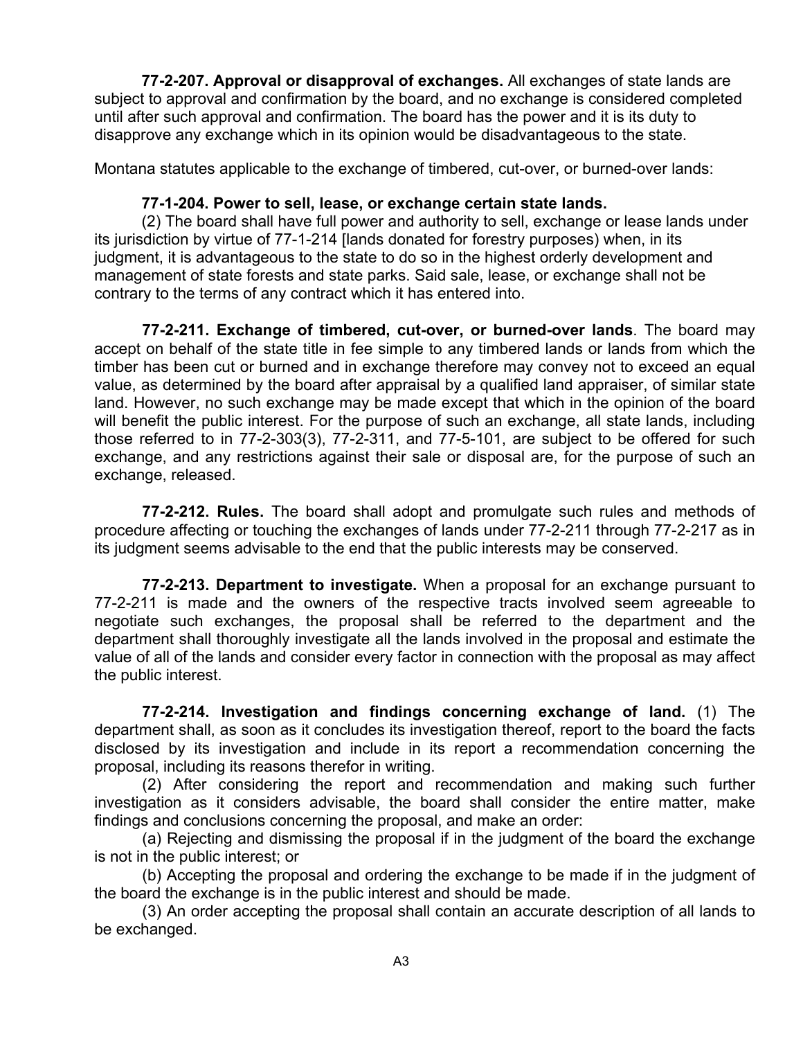**77-2-207. Approval or disapproval of exchanges.** All exchanges of state lands are subject to approval and confirmation by the board, and no exchange is considered completed until after such approval and confirmation. The board has the power and it is its duty to disapprove any exchange which in its opinion would be disadvantageous to the state.

Montana statutes applicable to the exchange of timbered, cut-over, or burned-over lands:

**77-1-204. Power to sell, lease, or exchange certain state lands.**

(2) The board shall have full power and authority to sell, exchange or lease lands under its jurisdiction by virtue of 77-1-214 [lands donated for forestry purposes) when, in its judgment, it is advantageous to the state to do so in the highest orderly development and management of state forests and state parks. Said sale, lease, or exchange shall not be contrary to the terms of any contract which it has entered into.

**77-2-211. Exchange of timbered, cut-over, or burned-over lands**. The board may accept on behalf of the state title in fee simple to any timbered lands or lands from which the timber has been cut or burned and in exchange therefore may convey not to exceed an equal value, as determined by the board after appraisal by a qualified land appraiser, of similar state land. However, no such exchange may be made except that which in the opinion of the board will benefit the public interest. For the purpose of such an exchange, all state lands, including those referred to in 77-2-303(3), 77-2-311, and 77-5-101, are subject to be offered for such exchange, and any restrictions against their sale or disposal are, for the purpose of such an exchange, released.

**77-2-212. Rules.** The board shall adopt and promulgate such rules and methods of procedure affecting or touching the exchanges of lands under 77-2-211 through 77-2-217 as in its judgment seems advisable to the end that the public interests may be conserved.

**77-2-213. Department to investigate.** When a proposal for an exchange pursuant to 77-2-211 is made and the owners of the respective tracts involved seem agreeable to negotiate such exchanges, the proposal shall be referred to the department and the department shall thoroughly investigate all the lands involved in the proposal and estimate the value of all of the lands and consider every factor in connection with the proposal as may affect the public interest.

**77-2-214. Investigation and findings concerning exchange of land.** (1) The department shall, as soon as it concludes its investigation thereof, report to the board the facts disclosed by its investigation and include in its report a recommendation concerning the proposal, including its reasons therefor in writing.

(2) After considering the report and recommendation and making such further investigation as it considers advisable, the board shall consider the entire matter, make findings and conclusions concerning the proposal, and make an order:

(a) Rejecting and dismissing the proposal if in the judgment of the board the exchange is not in the public interest; or

(b) Accepting the proposal and ordering the exchange to be made if in the judgment of the board the exchange is in the public interest and should be made.

(3) An order accepting the proposal shall contain an accurate description of all lands to be exchanged.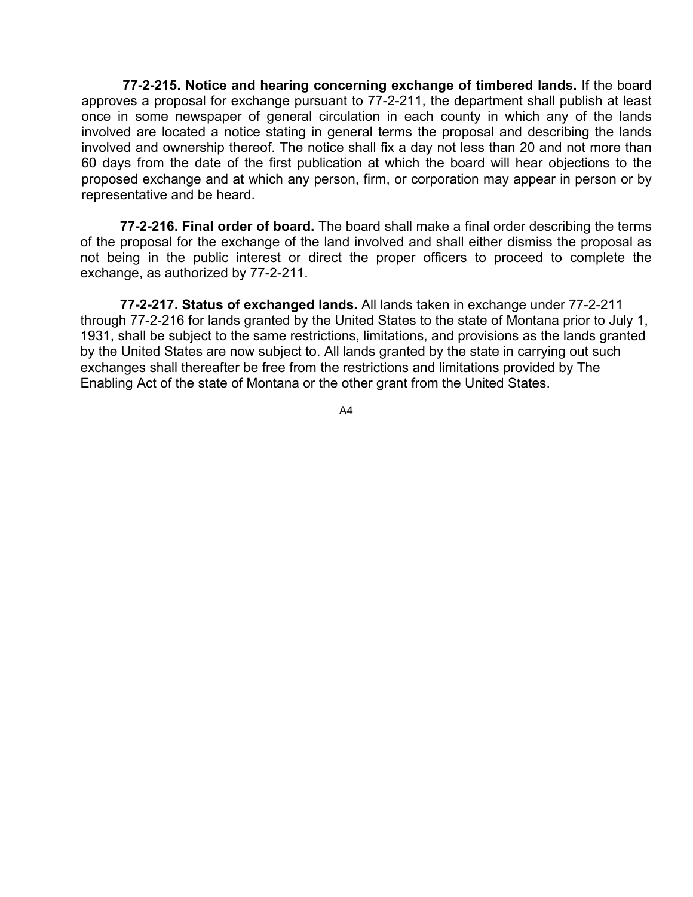**77-2-215. Notice and hearing concerning exchange of timbered lands.** If the board approves a proposal for exchange pursuant to 77-2-211, the department shall publish at least once in some newspaper of general circulation in each county in which any of the lands involved are located a notice stating in general terms the proposal and describing the lands involved and ownership thereof. The notice shall fix a day not less than 20 and not more than 60 days from the date of the first publication at which the board will hear objections to the proposed exchange and at which any person, firm, or corporation may appear in person or by representative and be heard.

**77-2-216. Final order of board.** The board shall make a final order describing the terms of the proposal for the exchange of the land involved and shall either dismiss the proposal as not being in the public interest or direct the proper officers to proceed to complete the exchange, as authorized by 77-2-211.

**77-2-217. Status of exchanged lands.** All lands taken in exchange under 77-2-211 through 77-2-216 for lands granted by the United States to the state of Montana prior to July 1, 1931, shall be subject to the same restrictions, limitations, and provisions as the lands granted by the United States are now subject to. All lands granted by the state in carrying out such exchanges shall thereafter be free from the restrictions and limitations provided by The Enabling Act of the state of Montana or the other grant from the United States.